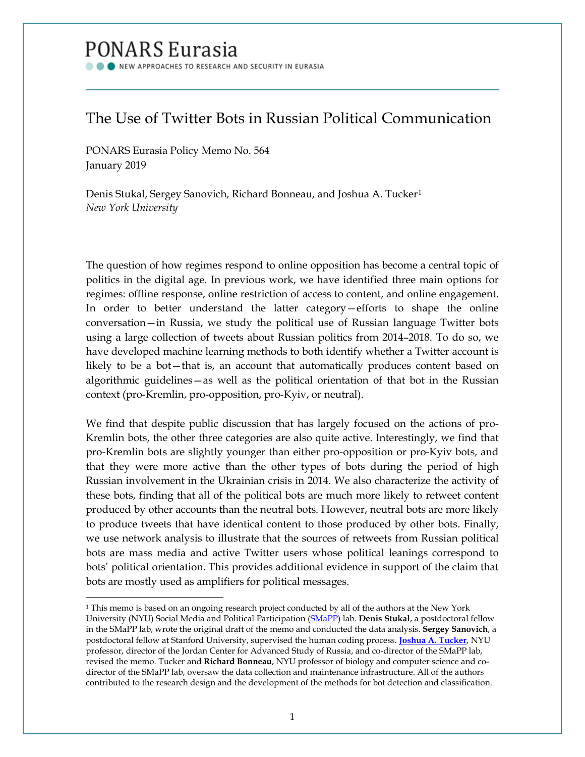PONARS Eurasia

NEW APPROACHES TO RESEARCH AND SECURITY IN EURASIA

# The Use of Twitter Bots in Russian Political Communication

PONARS Eurasia Policy Memo No. 564
January 2019

Denis Stukal, Sergey Sanovich, Richard Bonneau, and Joshua A. Tucker[1]
*New York University*

The question of how regimes respond to online opposition has become a central topic of politics in the digital age. In previous work, we have identified three main options for regimes: offline response, online restriction of access to content, and online engagement. In order to better understand the latter category—efforts to shape the online conversation—in Russia, we study the political use of Russian language Twitter bots using a large collection of tweets about Russian politics from 2014–2018. To do so, we have developed machine learning methods to both identify whether a Twitter account is likely to be a bot—that is, an account that automatically produces content based on algorithmic guidelines—as well as the political orientation of that bot in the Russian context (pro-Kremlin, pro-opposition, pro-Kyiv, or neutral).

We find that despite public discussion that has largely focused on the actions of pro-Kremlin bots, the other three categories are also quite active. Interestingly, we find that pro-Kremlin bots are slightly younger than either pro-opposition or pro-Kyiv bots, and that they were more active than the other types of bots during the period of high Russian involvement in the Ukrainian crisis in 2014. We also characterize the activity of these bots, finding that all of the political bots are much more likely to retweet content produced by other accounts than the neutral bots. However, neutral bots are more likely to produce tweets that have identical content to those produced by other bots. Finally, we use network analysis to illustrate that the sources of retweets from Russian political bots are mass media and active Twitter users whose political leanings correspond to bots' political orientation. This provides additional evidence in support of the claim that bots are mostly used as amplifiers for political messages.

---

[1] This memo is based on an ongoing research project conducted by all of the authors at the New York University (NYU) Social Media and Political Participation (SMaPP) lab. **Denis Stukal**, a postdoctoral fellow in the SMaPP lab, wrote the original draft of the memo and conducted the data analysis. **Sergey Sanovich**, a postdoctoral fellow at Stanford University, supervised the human coding process. **Joshua A. Tucker**, NYU professor, director of the Jordan Center for Advanced Study of Russia, and co-director of the SMaPP lab, revised the memo. Tucker and **Richard Bonneau**, NYU professor of biology and computer science and co-director of the SMaPP lab, oversaw the data collection and maintenance infrastructure. All of the authors contributed to the research design and the development of the methods for bot detection and classification.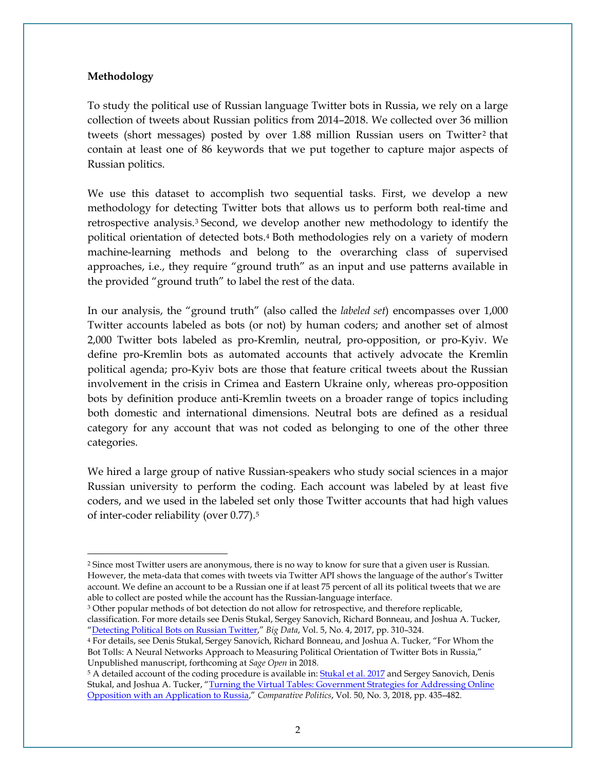**Methodology**

To study the political use of Russian language Twitter bots in Russia, we rely on a large collection of tweets about Russian politics from 2014–2018. We collected over 36 million tweets (short messages) posted by over 1.88 million Russian users on Twitter[2] that contain at least one of 86 keywords that we put together to capture major aspects of Russian politics.

We use this dataset to accomplish two sequential tasks. First, we develop a new methodology for detecting Twitter bots that allows us to perform both real-time and retrospective analysis.[3] Second, we develop another new methodology to identify the political orientation of detected bots.[4] Both methodologies rely on a variety of modern machine-learning methods and belong to the overarching class of supervised approaches, i.e., they require "ground truth" as an input and use patterns available in the provided "ground truth" to label the rest of the data.

In our analysis, the "ground truth" (also called the *labeled set*) encompasses over 1,000 Twitter accounts labeled as bots (or not) by human coders; and another set of almost 2,000 Twitter bots labeled as pro-Kremlin, neutral, pro-opposition, or pro-Kyiv. We define pro-Kremlin bots as automated accounts that actively advocate the Kremlin political agenda; pro-Kyiv bots are those that feature critical tweets about the Russian involvement in the crisis in Crimea and Eastern Ukraine only, whereas pro-opposition bots by definition produce anti-Kremlin tweets on a broader range of topics including both domestic and international dimensions. Neutral bots are defined as a residual category for any account that was not coded as belonging to one of the other three categories.

We hired a large group of native Russian-speakers who study social sciences in a major Russian university to perform the coding. Each account was labeled by at least five coders, and we used in the labeled set only those Twitter accounts that had high values of inter-coder reliability (over 0.77).[5]

---

[2] Since most Twitter users are anonymous, there is no way to know for sure that a given user is Russian. However, the meta-data that comes with tweets via Twitter API shows the language of the author's Twitter account. We define an account to be a Russian one if at least 75 percent of all its political tweets that we are able to collect are posted while the account has the Russian-language interface.

[3] Other popular methods of bot detection do not allow for retrospective, and therefore replicable, classification. For more details see Denis Stukal, Sergey Sanovich, Richard Bonneau, and Joshua A. Tucker, "Detecting Political Bots on Russian Twitter," *Big Data*, Vol. 5, No. 4, 2017, pp. 310–324.

[4] For details, see Denis Stukal, Sergey Sanovich, Richard Bonneau, and Joshua A. Tucker, "For Whom the Bot Tolls: A Neural Networks Approach to Measuring Political Orientation of Twitter Bots in Russia," Unpublished manuscript, forthcoming at *Sage Open* in 2018.

[5] A detailed account of the coding procedure is available in: Stukal et al. 2017 and Sergey Sanovich, Denis Stukal, and Joshua A. Tucker, "Turning the Virtual Tables: Government Strategies for Addressing Online Opposition with an Application to Russia," *Comparative Politics*, Vol. 50, No. 3, 2018, pp. 435–482.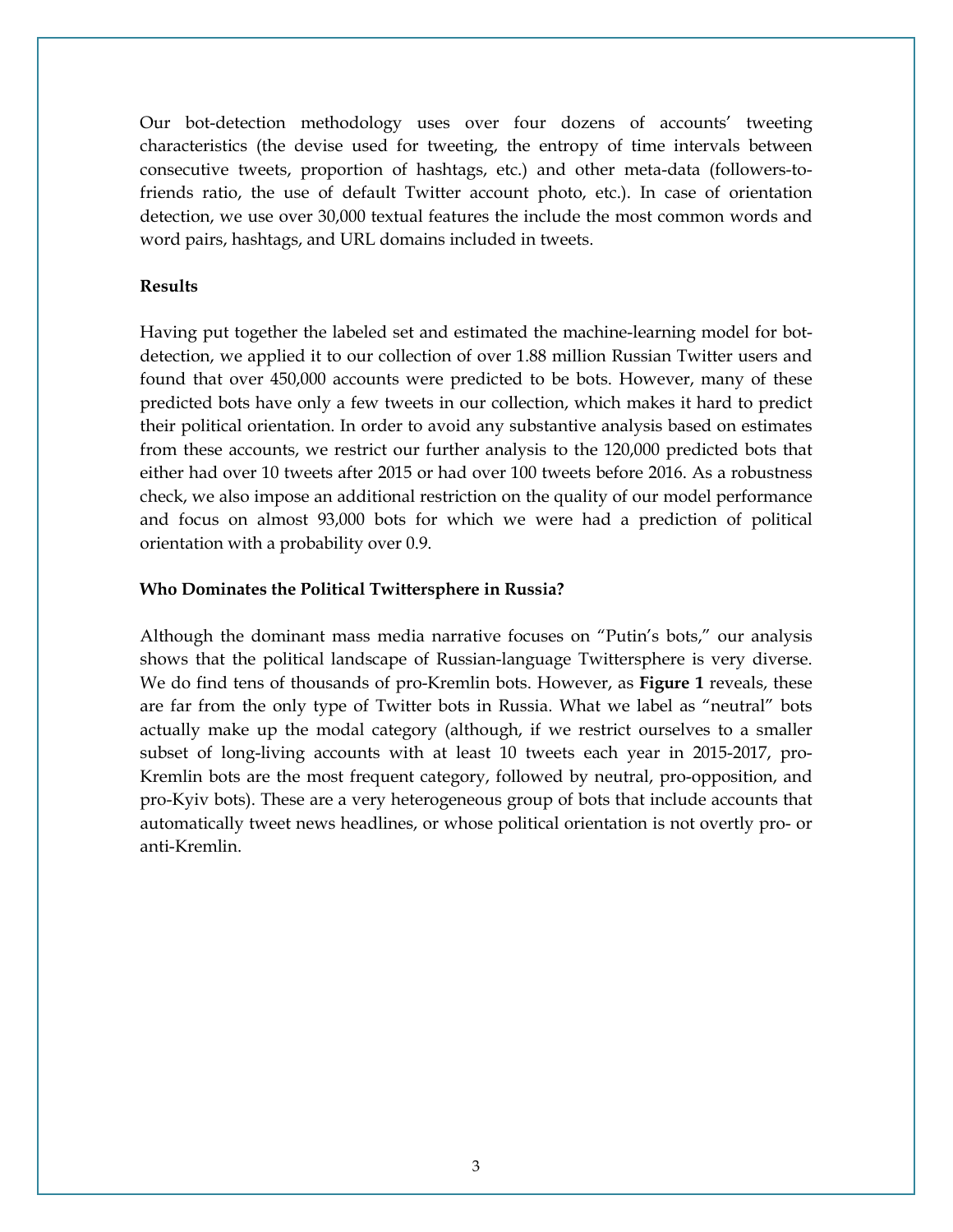Our bot-detection methodology uses over four dozens of accounts' tweeting characteristics (the devise used for tweeting, the entropy of time intervals between consecutive tweets, proportion of hashtags, etc.) and other meta-data (followers-to-friends ratio, the use of default Twitter account photo, etc.). In case of orientation detection, we use over 30,000 textual features the include the most common words and word pairs, hashtags, and URL domains included in tweets.

**Results**

Having put together the labeled set and estimated the machine-learning model for bot-detection, we applied it to our collection of over 1.88 million Russian Twitter users and found that over 450,000 accounts were predicted to be bots. However, many of these predicted bots have only a few tweets in our collection, which makes it hard to predict their political orientation. In order to avoid any substantive analysis based on estimates from these accounts, we restrict our further analysis to the 120,000 predicted bots that either had over 10 tweets after 2015 or had over 100 tweets before 2016. As a robustness check, we also impose an additional restriction on the quality of our model performance and focus on almost 93,000 bots for which we were had a prediction of political orientation with a probability over 0.9.

**Who Dominates the Political Twittersphere in Russia?**

Although the dominant mass media narrative focuses on "Putin's bots," our analysis shows that the political landscape of Russian-language Twittersphere is very diverse. We do find tens of thousands of pro-Kremlin bots. However, as **Figure 1** reveals, these are far from the only type of Twitter bots in Russia. What we label as "neutral" bots actually make up the modal category (although, if we restrict ourselves to a smaller subset of long-living accounts with at least 10 tweets each year in 2015-2017, pro-Kremlin bots are the most frequent category, followed by neutral, pro-opposition, and pro-Kyiv bots). These are a very heterogeneous group of bots that include accounts that automatically tweet news headlines, or whose political orientation is not overtly pro- or anti-Kremlin.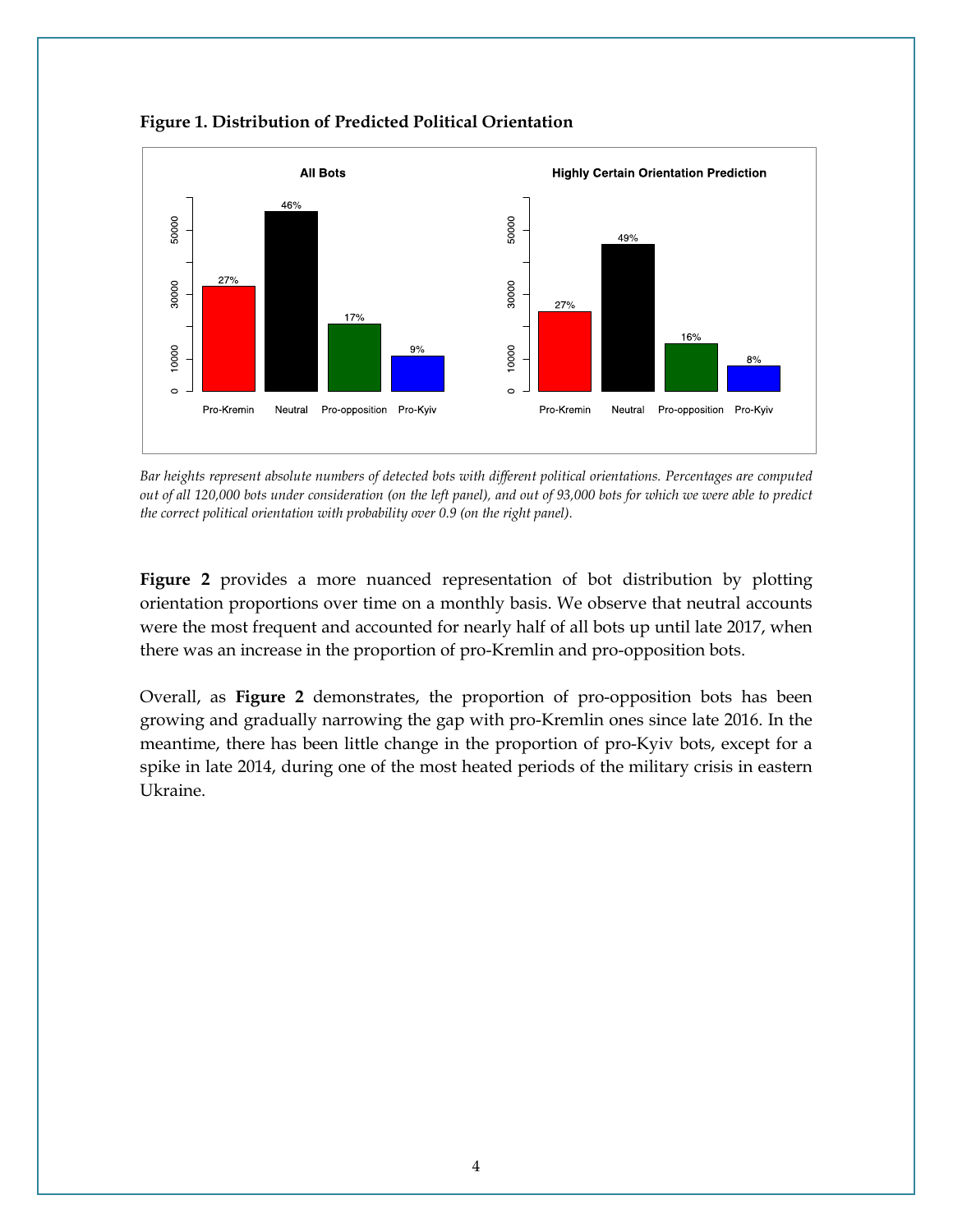**Figure 1. Distribution of Predicted Political Orientation**

*Bar heights represent absolute numbers of detected bots with different political orientations. Percentages are computed out of all 120,000 bots under consideration (on the left panel), and out of 93,000 bots for which we were able to predict the correct political orientation with probability over 0.9 (on the right panel).*

**Figure 2** provides a more nuanced representation of bot distribution by plotting orientation proportions over time on a monthly basis. We observe that neutral accounts were the most frequent and accounted for nearly half of all bots up until late 2017, when there was an increase in the proportion of pro-Kremlin and pro-opposition bots.

Overall, as **Figure 2** demonstrates, the proportion of pro-opposition bots has been growing and gradually narrowing the gap with pro-Kremlin ones since late 2016. In the meantime, there has been little change in the proportion of pro-Kyiv bots, except for a spike in late 2014, during one of the most heated periods of the military crisis in eastern Ukraine.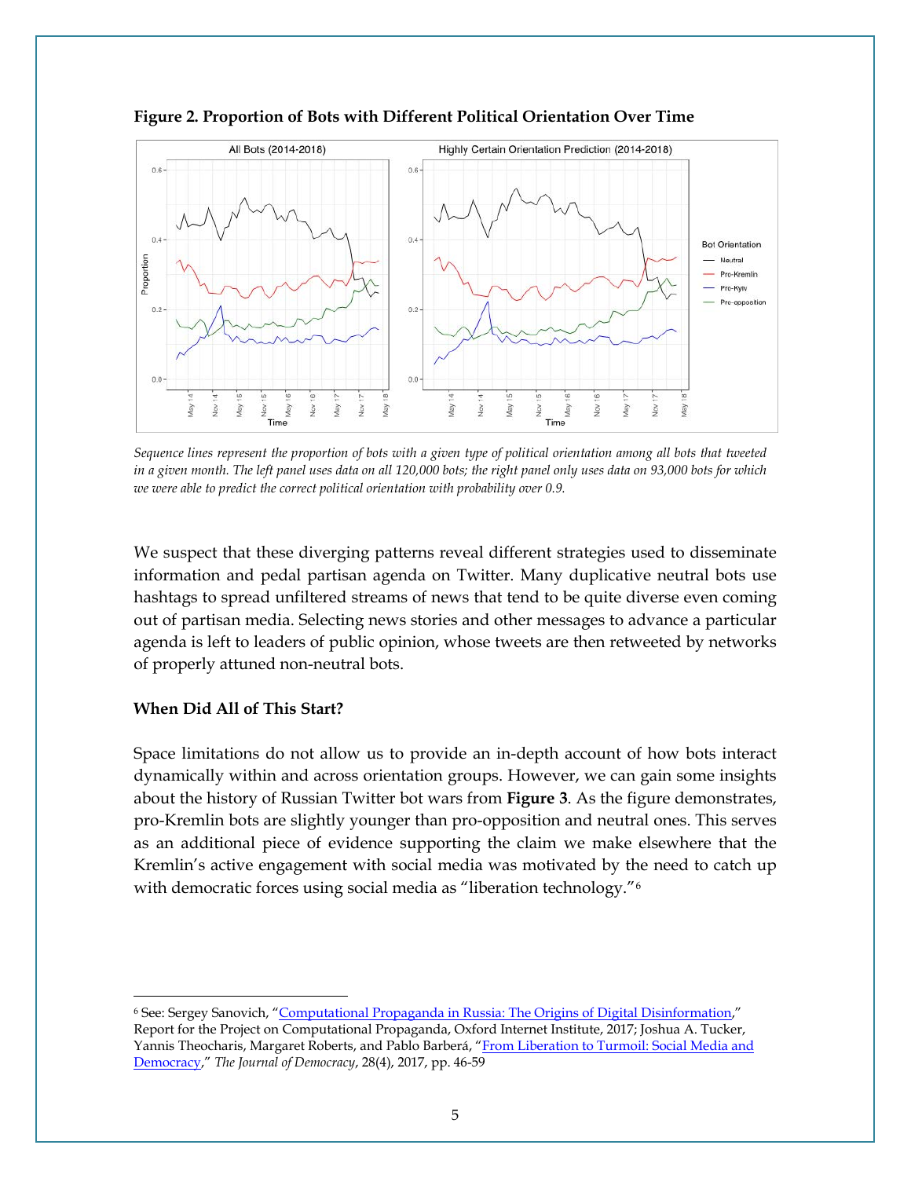**Figure 2. Proportion of Bots with Different Political Orientation Over Time**

*Sequence lines represent the proportion of bots with a given type of political orientation among all bots that tweeted in a given month. The left panel uses data on all 120,000 bots; the right panel only uses data on 93,000 bots for which we were able to predict the correct political orientation with probability over 0.9.*

We suspect that these diverging patterns reveal different strategies used to disseminate information and pedal partisan agenda on Twitter. Many duplicative neutral bots use hashtags to spread unfiltered streams of news that tend to be quite diverse even coming out of partisan media. Selecting news stories and other messages to advance a particular agenda is left to leaders of public opinion, whose tweets are then retweeted by networks of properly attuned non-neutral bots.

**When Did All of This Start?**

Space limitations do not allow us to provide an in-depth account of how bots interact dynamically within and across orientation groups. However, we can gain some insights about the history of Russian Twitter bot wars from **Figure 3**. As the figure demonstrates, pro-Kremlin bots are slightly younger than pro-opposition and neutral ones. This serves as an additional piece of evidence supporting the claim we make elsewhere that the Kremlin's active engagement with social media was motivated by the need to catch up with democratic forces using social media as "liberation technology."[6]

---

[6] See: Sergey Sanovich, "Computational Propaganda in Russia: The Origins of Digital Disinformation," Report for the Project on Computational Propaganda, Oxford Internet Institute, 2017; Joshua A. Tucker, Yannis Theocharis, Margaret Roberts, and Pablo Barberá, "From Liberation to Turmoil: Social Media and Democracy," *The Journal of Democracy*, 28(4), 2017, pp. 46-59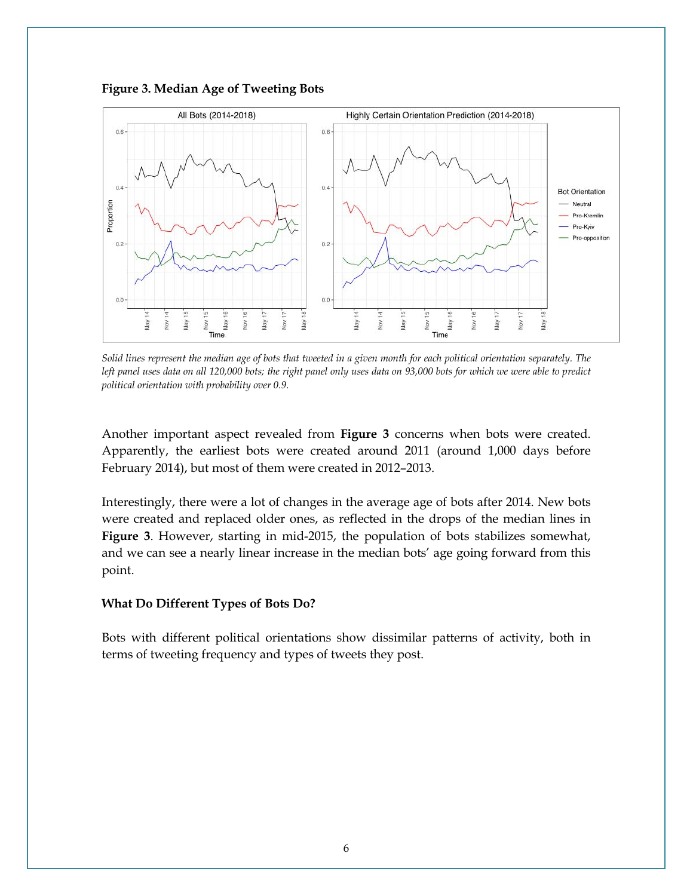**Figure 3. Median Age of Tweeting Bots**

*Solid lines represent the median age of bots that tweeted in a given month for each political orientation separately. The left panel uses data on all 120,000 bots; the right panel only uses data on 93,000 bots for which we were able to predict political orientation with probability over 0.9.*

Another important aspect revealed from **Figure 3** concerns when bots were created. Apparently, the earliest bots were created around 2011 (around 1,000 days before February 2014), but most of them were created in 2012–2013.

Interestingly, there were a lot of changes in the average age of bots after 2014. New bots were created and replaced older ones, as reflected in the drops of the median lines in **Figure 3**. However, starting in mid-2015, the population of bots stabilizes somewhat, and we can see a nearly linear increase in the median bots' age going forward from this point.

**What Do Different Types of Bots Do?**

Bots with different political orientations show dissimilar patterns of activity, both in terms of tweeting frequency and types of tweets they post.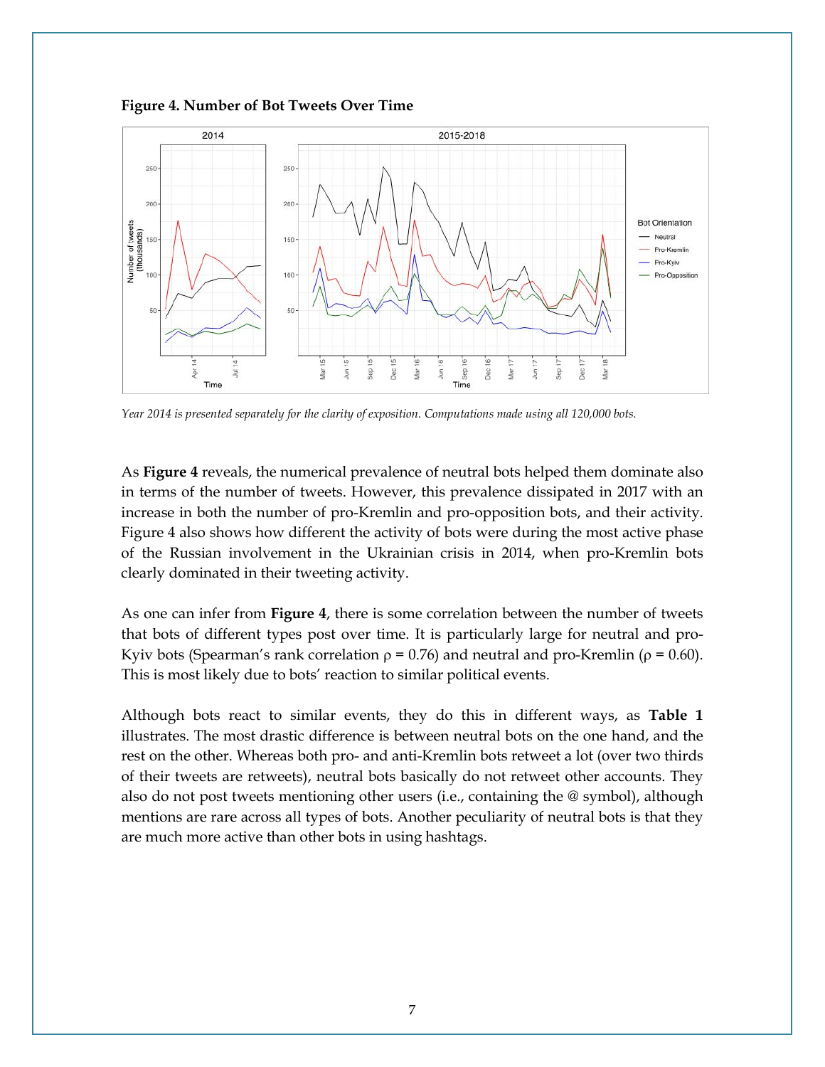**Figure 4. Number of Bot Tweets Over Time**

*Year 2014 is presented separately for the clarity of exposition. Computations made using all 120,000 bots.*

As **Figure 4** reveals, the numerical prevalence of neutral bots helped them dominate also in terms of the number of tweets. However, this prevalence dissipated in 2017 with an increase in both the number of pro-Kremlin and pro-opposition bots, and their activity. Figure 4 also shows how different the activity of bots were during the most active phase of the Russian involvement in the Ukrainian crisis in 2014, when pro-Kremlin bots clearly dominated in their tweeting activity.

As one can infer from **Figure 4**, there is some correlation between the number of tweets that bots of different types post over time. It is particularly large for neutral and pro-Kyiv bots (Spearman's rank correlation $\rho = 0.76$) and neutral and pro-Kremlin ($\rho = 0.60$). This is most likely due to bots' reaction to similar political events.

Although bots react to similar events, they do this in different ways, as **Table 1** illustrates. The most drastic difference is between neutral bots on the one hand, and the rest on the other. Whereas both pro- and anti-Kremlin bots retweet a lot (over two thirds of their tweets are retweets), neutral bots basically do not retweet other accounts. They also do not post tweets mentioning other users (i.e., containing the @ symbol), although mentions are rare across all types of bots. Another peculiarity of neutral bots is that they are much more active than other bots in using hashtags.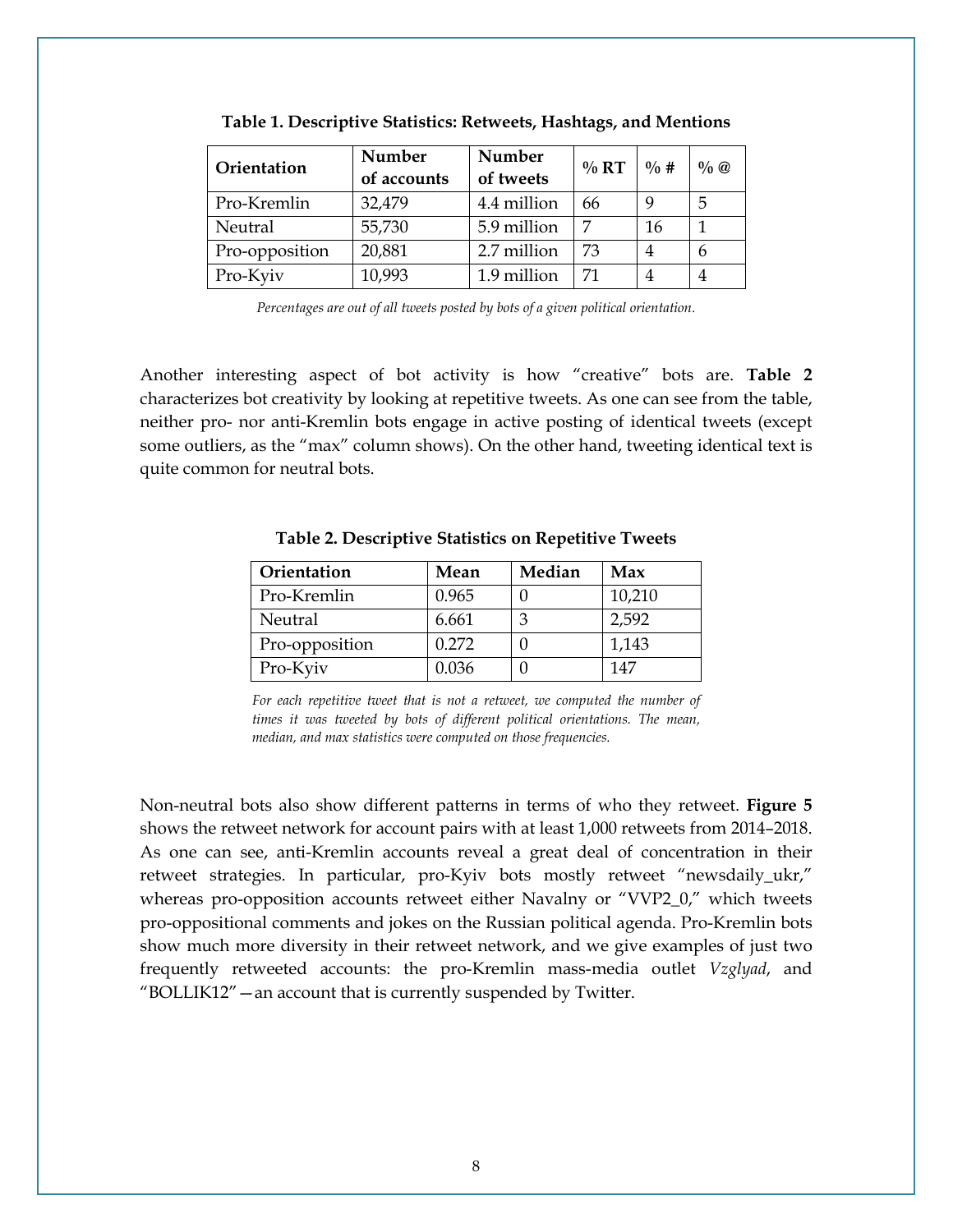**Table 1. Descriptive Statistics: Retweets, Hashtags, and Mentions**

| Orientation | Number of accounts | Number of tweets | % RT | % # | % @ |
|---|---|---|---|---|---|
| Pro-Kremlin | 32,479 | 4.4 million | 66 | 9 | 5 |
| Neutral | 55,730 | 5.9 million | 7 | 16 | 1 |
| Pro-opposition | 20,881 | 2.7 million | 73 | 4 | 6 |
| Pro-Kyiv | 10,993 | 1.9 million | 71 | 4 | 4 |

*Percentages are out of all tweets posted by bots of a given political orientation.*

Another interesting aspect of bot activity is how "creative" bots are. **Table 2** characterizes bot creativity by looking at repetitive tweets. As one can see from the table, neither pro- nor anti-Kremlin bots engage in active posting of identical tweets (except some outliers, as the "max" column shows). On the other hand, tweeting identical text is quite common for neutral bots.

**Table 2. Descriptive Statistics on Repetitive Tweets**

| Orientation | Mean | Median | Max |
|---|---|---|---|
| Pro-Kremlin | 0.965 | 0 | 10,210 |
| Neutral | 6.661 | 3 | 2,592 |
| Pro-opposition | 0.272 | 0 | 1,143 |
| Pro-Kyiv | 0.036 | 0 | 147 |

*For each repetitive tweet that is not a retweet, we computed the number of times it was tweeted by bots of different political orientations. The mean, median, and max statistics were computed on those frequencies.*

Non-neutral bots also show different patterns in terms of who they retweet. **Figure 5** shows the retweet network for account pairs with at least 1,000 retweets from 2014–2018. As one can see, anti-Kremlin accounts reveal a great deal of concentration in their retweet strategies. In particular, pro-Kyiv bots mostly retweet "newsdaily_ukr," whereas pro-opposition accounts retweet either Navalny or "VVP2_0," which tweets pro-oppositional comments and jokes on the Russian political agenda. Pro-Kremlin bots show much more diversity in their retweet network, and we give examples of just two frequently retweeted accounts: the pro-Kremlin mass-media outlet *Vzglyad*, and "BOLLIK12"—an account that is currently suspended by Twitter.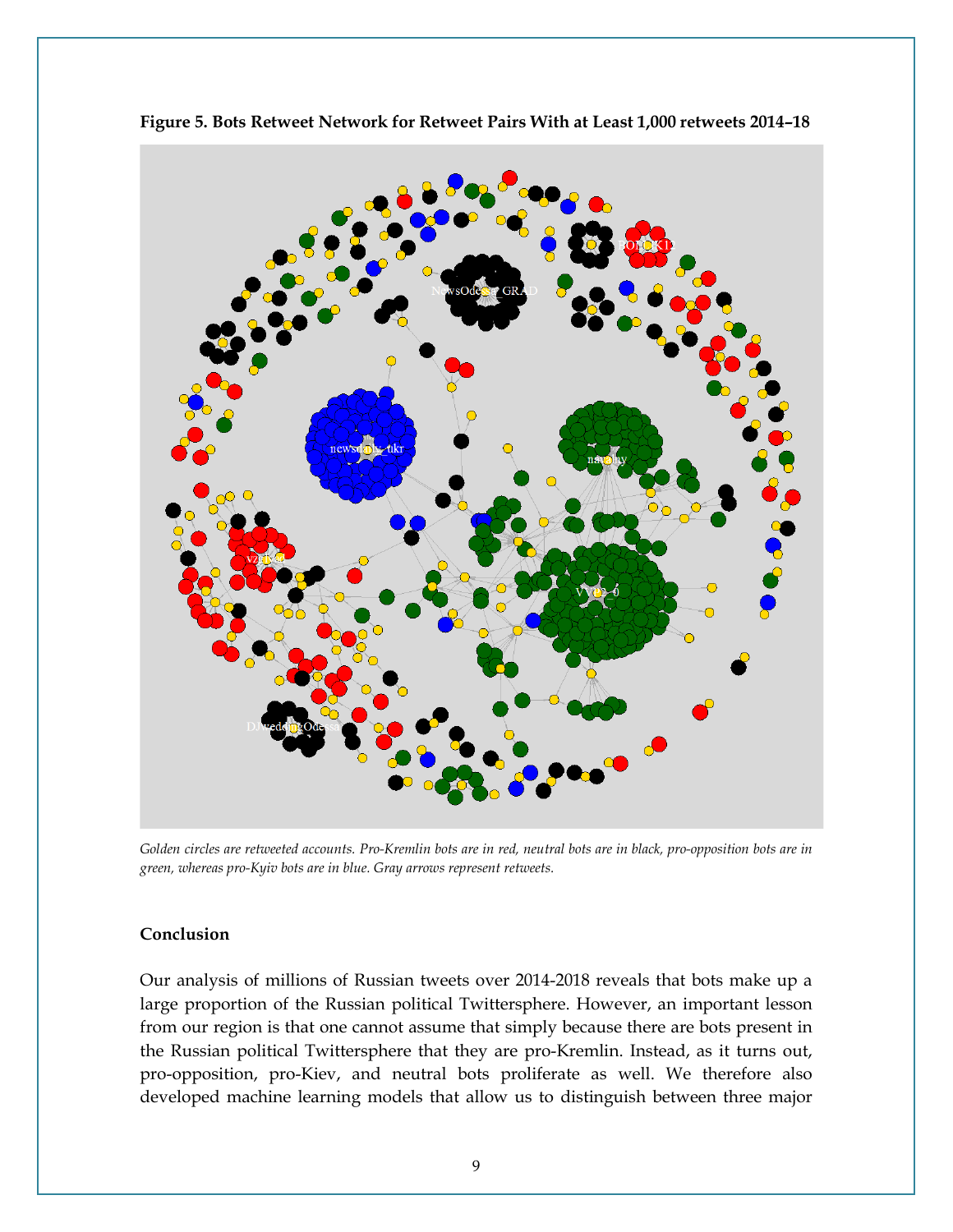**Figure 5. Bots Retweet Network for Retweet Pairs With at Least 1,000 retweets 2014–18**

*Golden circles are retweeted accounts. Pro-Kremlin bots are in red, neutral bots are in black, pro-opposition bots are in green, whereas pro-Kyiv bots are in blue. Gray arrows represent retweets.*

### Conclusion

Our analysis of millions of Russian tweets over 2014-2018 reveals that bots make up a large proportion of the Russian political Twittersphere. However, an important lesson from our region is that one cannot assume that simply because there are bots present in the Russian political Twittersphere that they are pro-Kremlin. Instead, as it turns out, pro-opposition, pro-Kiev, and neutral bots proliferate as well. We therefore also developed machine learning models that allow us to distinguish between three major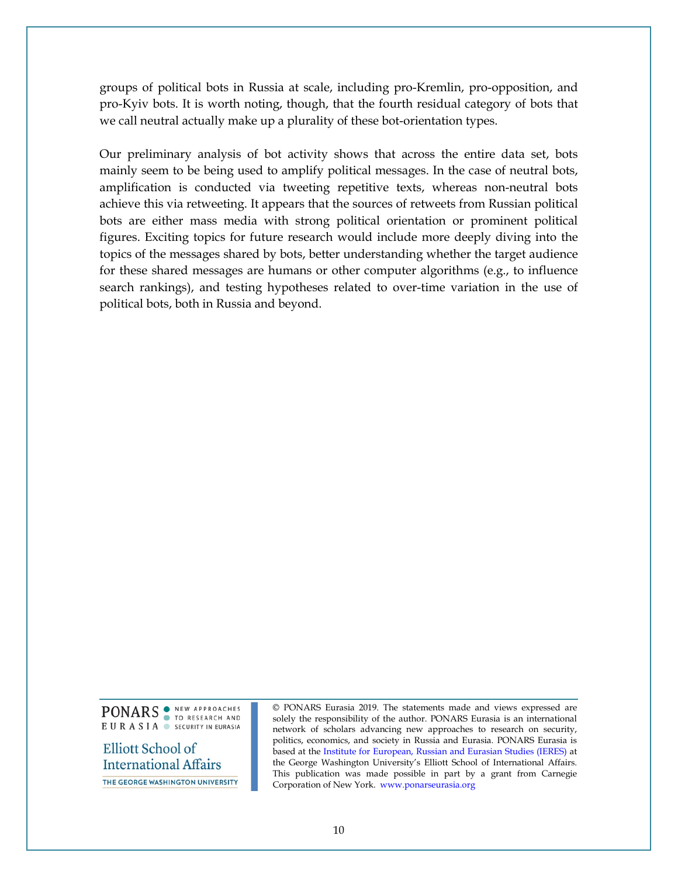groups of political bots in Russia at scale, including pro-Kremlin, pro-opposition, and pro-Kyiv bots. It is worth noting, though, that the fourth residual category of bots that we call neutral actually make up a plurality of these bot-orientation types.

Our preliminary analysis of bot activity shows that across the entire data set, bots mainly seem to be being used to amplify political messages. In the case of neutral bots, amplification is conducted via tweeting repetitive texts, whereas non-neutral bots achieve this via retweeting. It appears that the sources of retweets from Russian political bots are either mass media with strong political orientation or prominent political figures. Exciting topics for future research would include more deeply diving into the topics of the messages shared by bots, better understanding whether the target audience for these shared messages are humans or other computer algorithms (e.g., to influence search rankings), and testing hypotheses related to over-time variation in the use of political bots, both in Russia and beyond.

PONARS EURASIA — NEW APPROACHES TO RESEARCH AND SECURITY IN EURASIA

Elliott School of International Affairs
THE GEORGE WASHINGTON UNIVERSITY

© PONARS Eurasia 2019. The statements made and views expressed are solely the responsibility of the author. PONARS Eurasia is an international network of scholars advancing new approaches to research on security, politics, economics, and society in Russia and Eurasia. PONARS Eurasia is based at the Institute for European, Russian and Eurasian Studies (IERES) at the George Washington University's Elliott School of International Affairs. This publication was made possible in part by a grant from Carnegie Corporation of New York. www.ponarseurasia.org